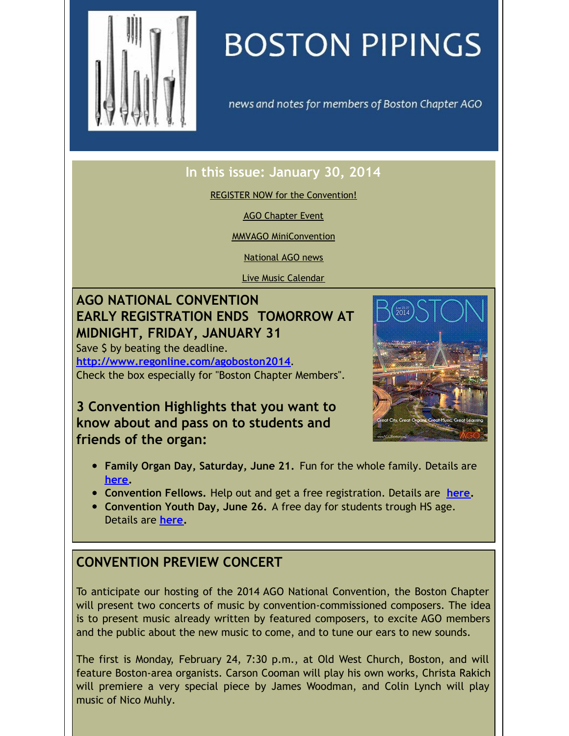# BOSTON PIPINGS

*news and notes for members of Boston Chapter AGO*

## In this issue: January 30, 2014

REGISTER NOW for the Convention!

AGO Chapter Event

MMVAGO MiniConvention

National AGO news

Live Music Calendar

## AGO NATIONAL CONVENTION
## EARLY REGISTRATION ENDS TOMORROW AT MIDNIGHT, FRIDAY, JANUARY 31

Save $ by beating the deadline.
**http://www.regonline.com/agoboston2014**.
Check the box especially for "Boston Chapter Members".

### 3 Convention Highlights that you want to know about and pass on to students and friends of the organ:

- **Family Organ Day, Saturday, June 21.** Fun for the whole family. Details are **here.**
- **Convention Fellows.** Help out and get a free registration. Details are **here.**
- **Convention Youth Day, June 26.** A free day for students trough HS age. Details are **here.**

## CONVENTION PREVIEW CONCERT

To anticipate our hosting of the 2014 AGO National Convention, the Boston Chapter will present two concerts of music by convention-commissioned composers. The idea is to present music already written by featured composers, to excite AGO members and the public about the new music to come, and to tune our ears to new sounds.

The first is Monday, February 24, 7:30 p.m., at Old West Church, Boston, and will feature Boston-area organists. Carson Cooman will play his own works, Christa Rakich will premiere a very special piece by James Woodman, and Colin Lynch will play music of Nico Muhly.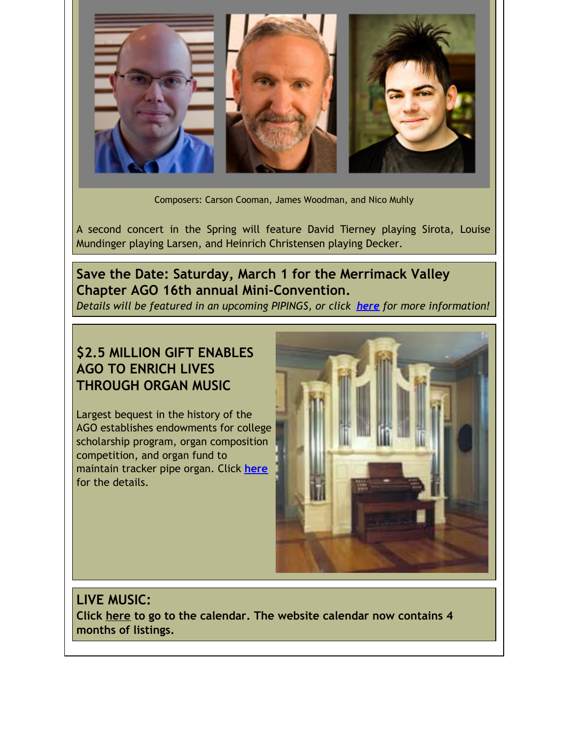Composers: Carson Cooman, James Woodman, and Nico Muhly

A second concert in the Spring will feature David Tierney playing Sirota, Louise Mundinger playing Larsen, and Heinrich Christensen playing Decker.

## Save the Date: Saturday, March 1 for the Merrimack Valley Chapter AGO 16th annual Mini-Convention.

*Details will be featured in an upcoming PIPINGS, or click* ***here*** *for more information!*

## $2.5 MILLION GIFT ENABLES AGO TO ENRICH LIVES THROUGH ORGAN MUSIC

Largest bequest in the history of the AGO establishes endowments for college scholarship program, organ composition competition, and organ fund to maintain tracker pipe organ. Click **here** for the details.

## LIVE MUSIC:

**Click here to go to the calendar. The website calendar now contains 4 months of listings.**